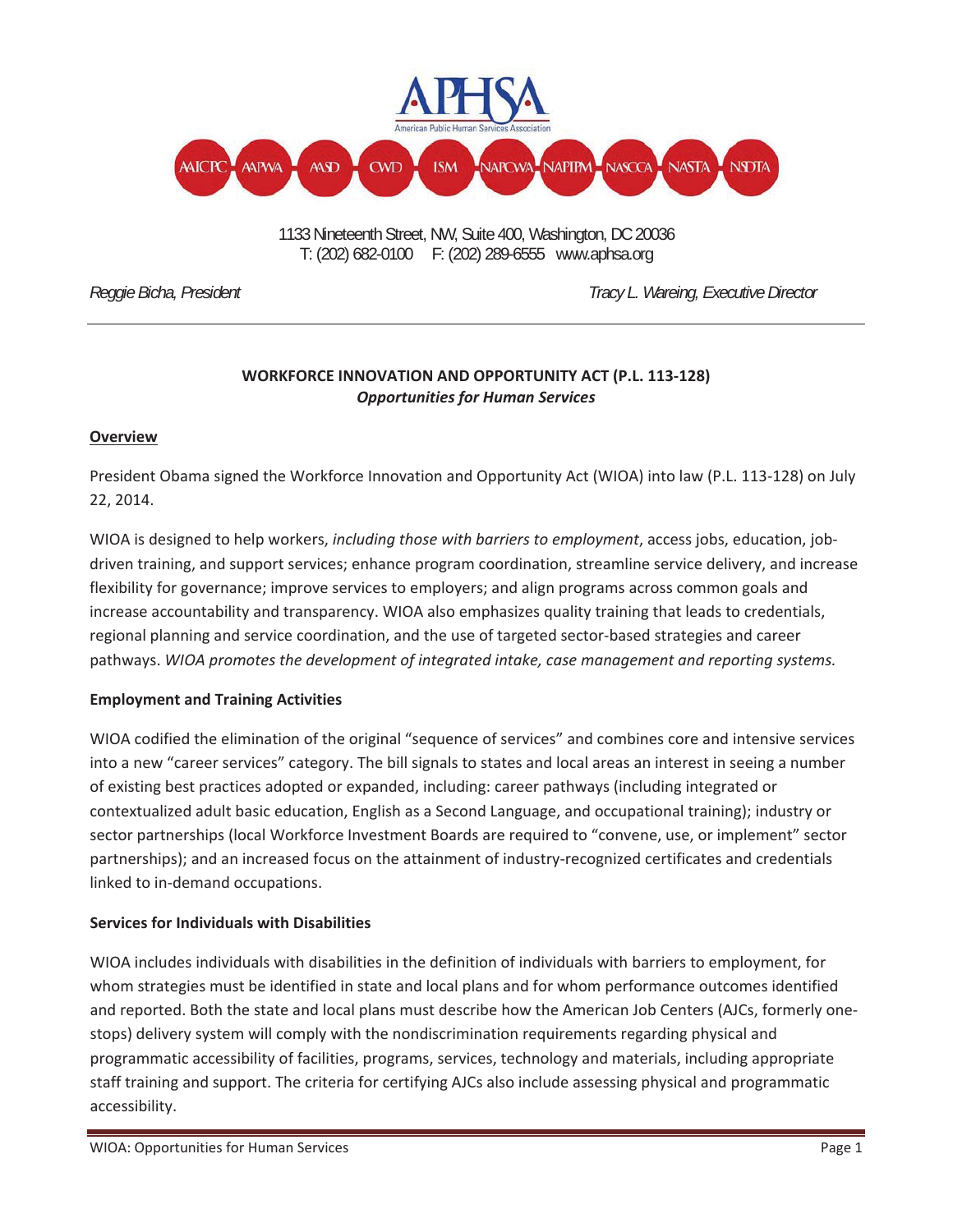APHSA

American Public Human Services Association

AAICPC AAPWA AASD CWD ISM NAPCWA NAPIPM NASCCA NASTA NSDTA

1133 Nineteenth Street, NW, Suite 400, Washington, DC 20036
T: (202) 682-0100 F: (202) 289-6555 www.aphsa.org

*Reggie Bicha, President* *Tracy L. Wareing, Executive Director*

---

**WORKFORCE INNOVATION AND OPPORTUNITY ACT (P.L. 113-128)**
***Opportunities for Human Services***

## Overview

President Obama signed the Workforce Innovation and Opportunity Act (WIOA) into law (P.L. 113-128) on July 22, 2014.

WIOA is designed to help workers, *including those with barriers to employment*, access jobs, education, job-driven training, and support services; enhance program coordination, streamline service delivery, and increase flexibility for governance; improve services to employers; and align programs across common goals and increase accountability and transparency. WIOA also emphasizes quality training that leads to credentials, regional planning and service coordination, and the use of targeted sector-based strategies and career pathways. *WIOA promotes the development of integrated intake, case management and reporting systems.*

### Employment and Training Activities

WIOA codified the elimination of the original "sequence of services" and combines core and intensive services into a new "career services" category. The bill signals to states and local areas an interest in seeing a number of existing best practices adopted or expanded, including: career pathways (including integrated or contextualized adult basic education, English as a Second Language, and occupational training); industry or sector partnerships (local Workforce Investment Boards are required to "convene, use, or implement" sector partnerships); and an increased focus on the attainment of industry-recognized certificates and credentials linked to in-demand occupations.

### Services for Individuals with Disabilities

WIOA includes individuals with disabilities in the definition of individuals with barriers to employment, for whom strategies must be identified in state and local plans and for whom performance outcomes identified and reported. Both the state and local plans must describe how the American Job Centers (AJCs, formerly one-stops) delivery system will comply with the nondiscrimination requirements regarding physical and programmatic accessibility of facilities, programs, services, technology and materials, including appropriate staff training and support. The criteria for certifying AJCs also include assessing physical and programmatic accessibility.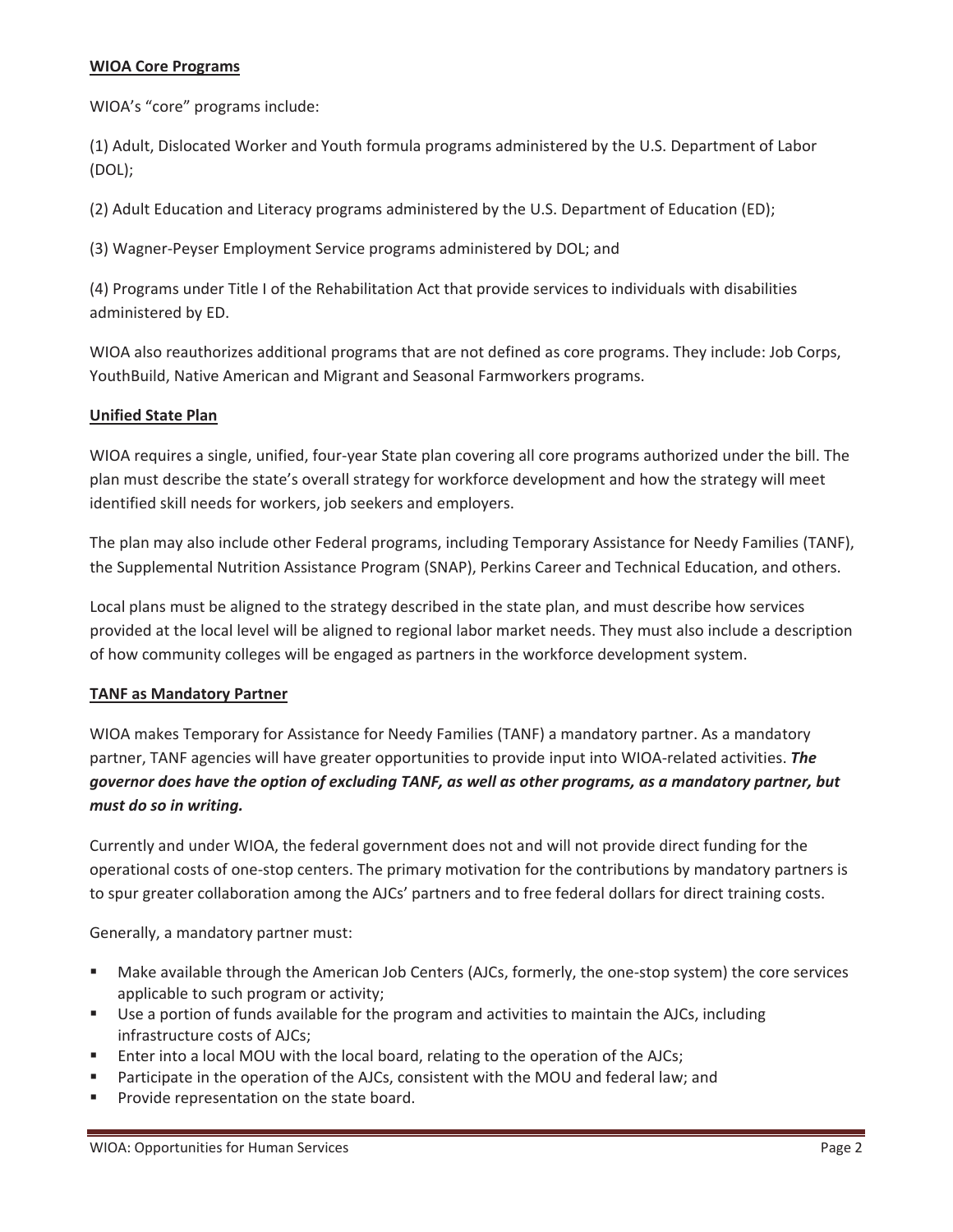**WIOA Core Programs**

WIOA's "core" programs include:

(1) Adult, Dislocated Worker and Youth formula programs administered by the U.S. Department of Labor (DOL);

(2) Adult Education and Literacy programs administered by the U.S. Department of Education (ED);

(3) Wagner-Peyser Employment Service programs administered by DOL; and

(4) Programs under Title I of the Rehabilitation Act that provide services to individuals with disabilities administered by ED.

WIOA also reauthorizes additional programs that are not defined as core programs. They include: Job Corps, YouthBuild, Native American and Migrant and Seasonal Farmworkers programs.

**Unified State Plan**

WIOA requires a single, unified, four-year State plan covering all core programs authorized under the bill. The plan must describe the state's overall strategy for workforce development and how the strategy will meet identified skill needs for workers, job seekers and employers.

The plan may also include other Federal programs, including Temporary Assistance for Needy Families (TANF), the Supplemental Nutrition Assistance Program (SNAP), Perkins Career and Technical Education, and others.

Local plans must be aligned to the strategy described in the state plan, and must describe how services provided at the local level will be aligned to regional labor market needs. They must also include a description of how community colleges will be engaged as partners in the workforce development system.

**TANF as Mandatory Partner**

WIOA makes Temporary for Assistance for Needy Families (TANF) a mandatory partner. As a mandatory partner, TANF agencies will have greater opportunities to provide input into WIOA-related activities. ***The governor does have the option of excluding TANF, as well as other programs, as a mandatory partner, but must do so in writing.***

Currently and under WIOA, the federal government does not and will not provide direct funding for the operational costs of one-stop centers. The primary motivation for the contributions by mandatory partners is to spur greater collaboration among the AJCs' partners and to free federal dollars for direct training costs.

Generally, a mandatory partner must:

- Make available through the American Job Centers (AJCs, formerly, the one-stop system) the core services applicable to such program or activity;
- Use a portion of funds available for the program and activities to maintain the AJCs, including infrastructure costs of AJCs;
- Enter into a local MOU with the local board, relating to the operation of the AJCs;
- Participate in the operation of the AJCs, consistent with the MOU and federal law; and
- Provide representation on the state board.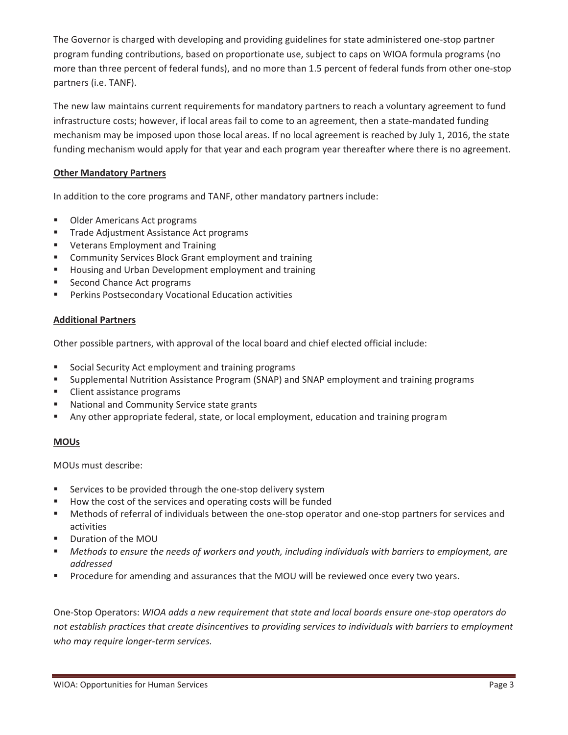The Governor is charged with developing and providing guidelines for state administered one-stop partner program funding contributions, based on proportionate use, subject to caps on WIOA formula programs (no more than three percent of federal funds), and no more than 1.5 percent of federal funds from other one-stop partners (i.e. TANF).

The new law maintains current requirements for mandatory partners to reach a voluntary agreement to fund infrastructure costs; however, if local areas fail to come to an agreement, then a state-mandated funding mechanism may be imposed upon those local areas. If no local agreement is reached by July 1, 2016, the state funding mechanism would apply for that year and each program year thereafter where there is no agreement.

**Other Mandatory Partners**

In addition to the core programs and TANF, other mandatory partners include:

- Older Americans Act programs
- Trade Adjustment Assistance Act programs
- Veterans Employment and Training
- Community Services Block Grant employment and training
- Housing and Urban Development employment and training
- Second Chance Act programs
- Perkins Postsecondary Vocational Education activities

**Additional Partners**

Other possible partners, with approval of the local board and chief elected official include:

- Social Security Act employment and training programs
- Supplemental Nutrition Assistance Program (SNAP) and SNAP employment and training programs
- Client assistance programs
- National and Community Service state grants
- Any other appropriate federal, state, or local employment, education and training program

**MOUs**

MOUs must describe:

- Services to be provided through the one-stop delivery system
- How the cost of the services and operating costs will be funded
- Methods of referral of individuals between the one-stop operator and one-stop partners for services and activities
- Duration of the MOU
- *Methods to ensure the needs of workers and youth, including individuals with barriers to employment, are addressed*
- Procedure for amending and assurances that the MOU will be reviewed once every two years.

One-Stop Operators: *WIOA adds a new requirement that state and local boards ensure one-stop operators do not establish practices that create disincentives to providing services to individuals with barriers to employment who may require longer-term services.*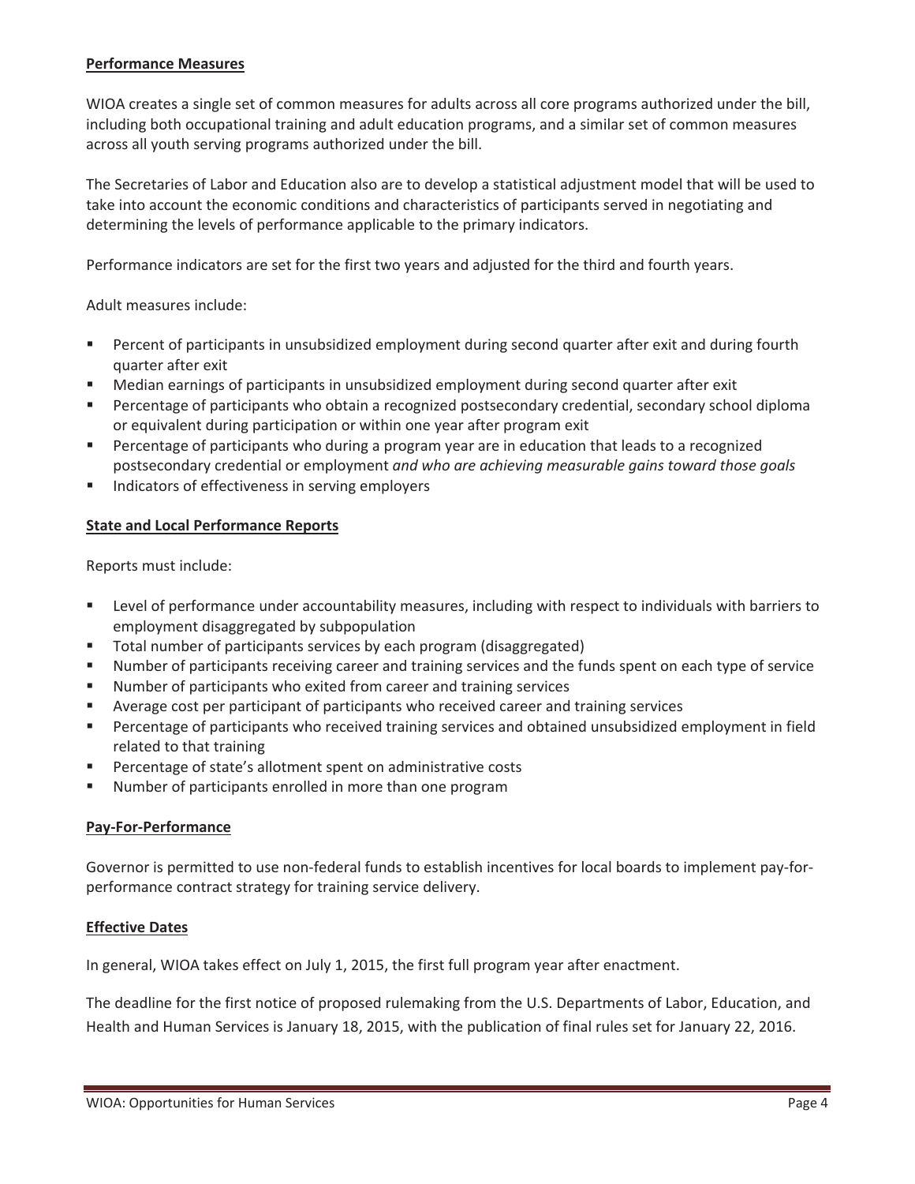## Performance Measures

WIOA creates a single set of common measures for adults across all core programs authorized under the bill, including both occupational training and adult education programs, and a similar set of common measures across all youth serving programs authorized under the bill.

The Secretaries of Labor and Education also are to develop a statistical adjustment model that will be used to take into account the economic conditions and characteristics of participants served in negotiating and determining the levels of performance applicable to the primary indicators.

Performance indicators are set for the first two years and adjusted for the third and fourth years.

Adult measures include:

- Percent of participants in unsubsidized employment during second quarter after exit and during fourth quarter after exit
- Median earnings of participants in unsubsidized employment during second quarter after exit
- Percentage of participants who obtain a recognized postsecondary credential, secondary school diploma or equivalent during participation or within one year after program exit
- Percentage of participants who during a program year are in education that leads to a recognized postsecondary credential or employment *and who are achieving measurable gains toward those goals*
- Indicators of effectiveness in serving employers

## State and Local Performance Reports

Reports must include:

- Level of performance under accountability measures, including with respect to individuals with barriers to employment disaggregated by subpopulation
- Total number of participants services by each program (disaggregated)
- Number of participants receiving career and training services and the funds spent on each type of service
- Number of participants who exited from career and training services
- Average cost per participant of participants who received career and training services
- Percentage of participants who received training services and obtained unsubsidized employment in field related to that training
- Percentage of state's allotment spent on administrative costs
- Number of participants enrolled in more than one program

## Pay-For-Performance

Governor is permitted to use non-federal funds to establish incentives for local boards to implement pay-for-performance contract strategy for training service delivery.

## Effective Dates

In general, WIOA takes effect on July 1, 2015, the first full program year after enactment.

The deadline for the first notice of proposed rulemaking from the U.S. Departments of Labor, Education, and Health and Human Services is January 18, 2015, with the publication of final rules set for January 22, 2016.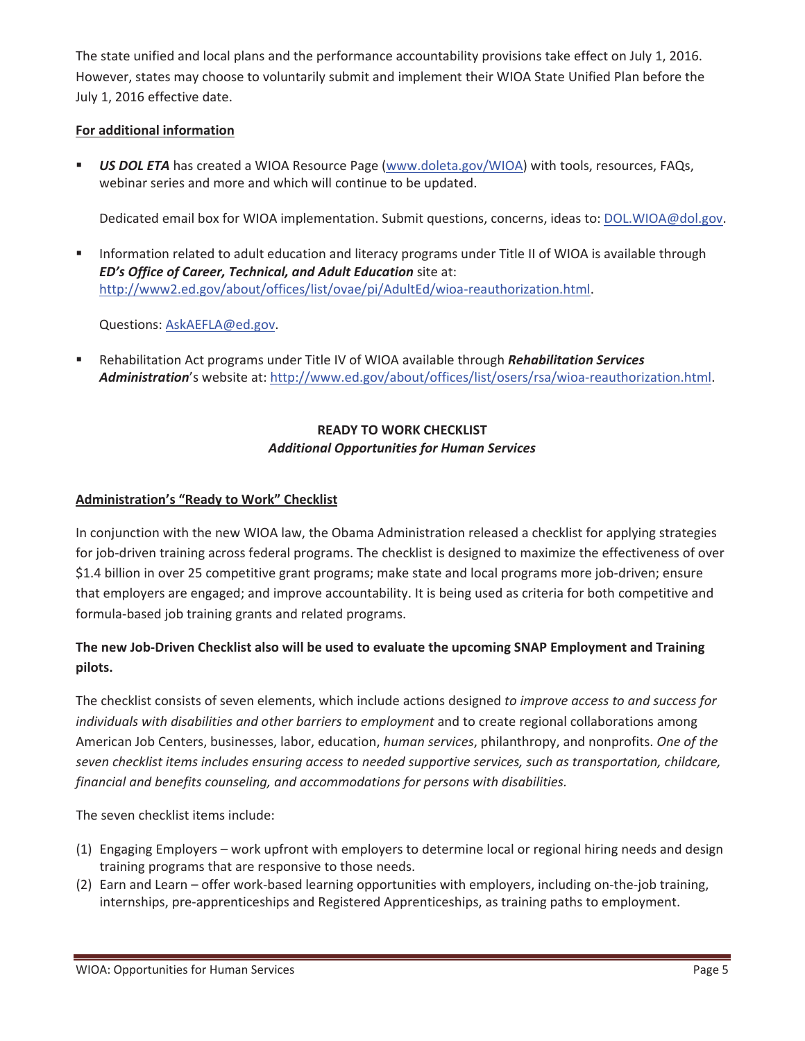The state unified and local plans and the performance accountability provisions take effect on July 1, 2016. However, states may choose to voluntarily submit and implement their WIOA State Unified Plan before the July 1, 2016 effective date.

**For additional information**

- ***US DOL ETA*** has created a WIOA Resource Page (www.doleta.gov/WIOA) with tools, resources, FAQs, webinar series and more and which will continue to be updated.

  Dedicated email box for WIOA implementation. Submit questions, concerns, ideas to: DOL.WIOA@dol.gov.

- Information related to adult education and literacy programs under Title II of WIOA is available through ***ED's Office of Career, Technical, and Adult Education*** site at: http://www2.ed.gov/about/offices/list/ovae/pi/AdultEd/wioa-reauthorization.html.

  Questions: AskAEFLA@ed.gov.

- Rehabilitation Act programs under Title IV of WIOA available through ***Rehabilitation Services Administration***'s website at: http://www.ed.gov/about/offices/list/osers/rsa/wioa-reauthorization.html.

## READY TO WORK CHECKLIST
***Additional Opportunities for Human Services***

**Administration's "Ready to Work" Checklist**

In conjunction with the new WIOA law, the Obama Administration released a checklist for applying strategies for job-driven training across federal programs. The checklist is designed to maximize the effectiveness of over $1.4 billion in over 25 competitive grant programs; make state and local programs more job-driven; ensure that employers are engaged; and improve accountability. It is being used as criteria for both competitive and formula-based job training grants and related programs.

**The new Job-Driven Checklist also will be used to evaluate the upcoming SNAP Employment and Training pilots.**

The checklist consists of seven elements, which include actions designed *to improve access to and success for individuals with disabilities and other barriers to employment* and to create regional collaborations among American Job Centers, businesses, labor, education, *human services*, philanthropy, and nonprofits. *One of the seven checklist items includes ensuring access to needed supportive services, such as transportation, childcare, financial and benefits counseling, and accommodations for persons with disabilities.*

The seven checklist items include:

(1) Engaging Employers – work upfront with employers to determine local or regional hiring needs and design training programs that are responsive to those needs.
(2) Earn and Learn – offer work-based learning opportunities with employers, including on-the-job training, internships, pre-apprenticeships and Registered Apprenticeships, as training paths to employment.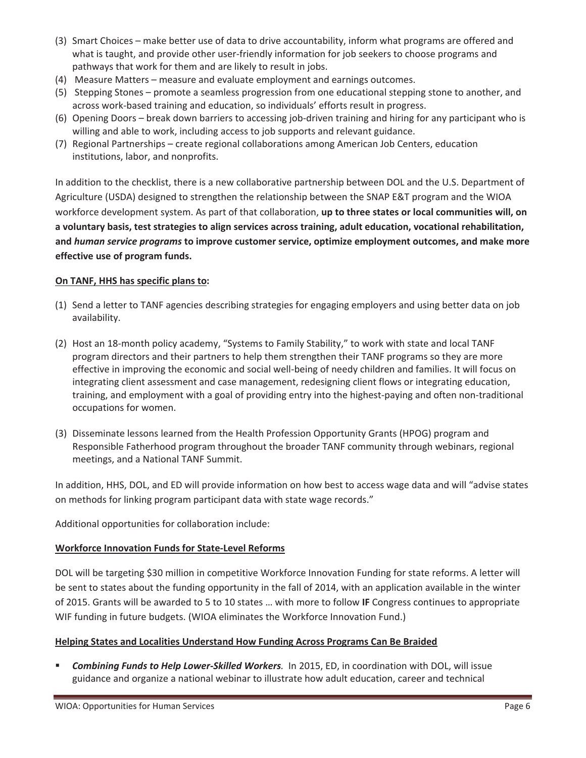(3) Smart Choices – make better use of data to drive accountability, inform what programs are offered and what is taught, and provide other user-friendly information for job seekers to choose programs and pathways that work for them and are likely to result in jobs.
(4) Measure Matters – measure and evaluate employment and earnings outcomes.
(5) Stepping Stones – promote a seamless progression from one educational stepping stone to another, and across work-based training and education, so individuals' efforts result in progress.
(6) Opening Doors – break down barriers to accessing job-driven training and hiring for any participant who is willing and able to work, including access to job supports and relevant guidance.
(7) Regional Partnerships – create regional collaborations among American Job Centers, education institutions, labor, and nonprofits.

In addition to the checklist, there is a new collaborative partnership between DOL and the U.S. Department of Agriculture (USDA) designed to strengthen the relationship between the SNAP E&T program and the WIOA workforce development system. As part of that collaboration, **up to three states or local communities will, on a voluntary basis, test strategies to align services across training, adult education, vocational rehabilitation, and *human service programs* to improve customer service, optimize employment outcomes, and make more effective use of program funds.**

**<u>On TANF, HHS has specific plans to</u>:**

(1) Send a letter to TANF agencies describing strategies for engaging employers and using better data on job availability.

(2) Host an 18-month policy academy, "Systems to Family Stability," to work with state and local TANF program directors and their partners to help them strengthen their TANF programs so they are more effective in improving the economic and social well-being of needy children and families. It will focus on integrating client assessment and case management, redesigning client flows or integrating education, training, and employment with a goal of providing entry into the highest-paying and often non-traditional occupations for women.

(3) Disseminate lessons learned from the Health Profession Opportunity Grants (HPOG) program and Responsible Fatherhood program throughout the broader TANF community through webinars, regional meetings, and a National TANF Summit.

In addition, HHS, DOL, and ED will provide information on how best to access wage data and will "advise states on methods for linking program participant data with state wage records."

Additional opportunities for collaboration include:

**<u>Workforce Innovation Funds for State-Level Reforms</u>**

DOL will be targeting $30 million in competitive Workforce Innovation Funding for state reforms. A letter will be sent to states about the funding opportunity in the fall of 2014, with an application available in the winter of 2015. Grants will be awarded to 5 to 10 states … with more to follow **IF** Congress continues to appropriate WIF funding in future budgets. (WIOA eliminates the Workforce Innovation Fund.)

**<u>Helping States and Localities Understand How Funding Across Programs Can Be Braided</u>**

- ***Combining Funds to Help Lower-Skilled Workers**.* In 2015, ED, in coordination with DOL, will issue guidance and organize a national webinar to illustrate how adult education, career and technical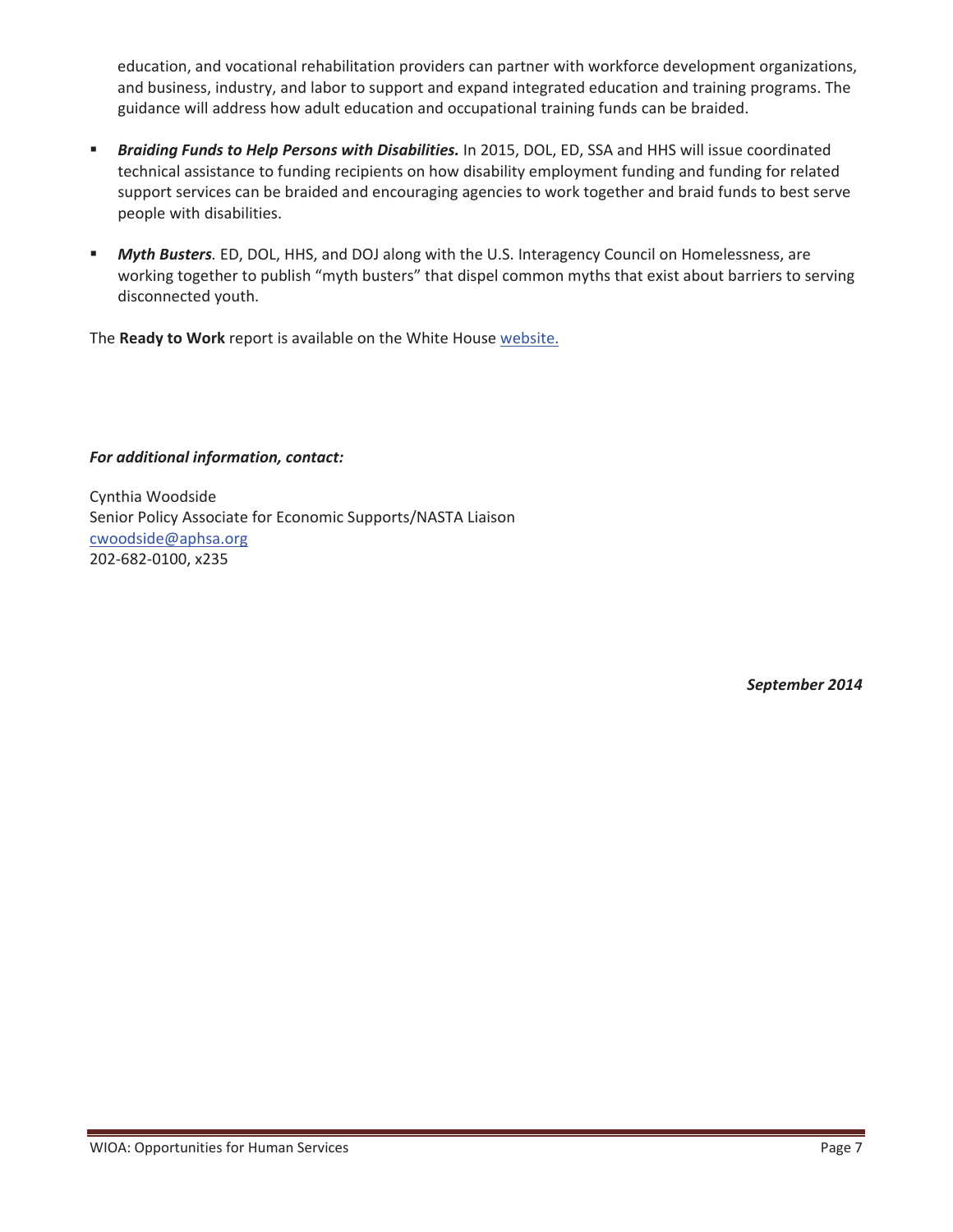education, and vocational rehabilitation providers can partner with workforce development organizations, and business, industry, and labor to support and expand integrated education and training programs. The guidance will address how adult education and occupational training funds can be braided.

- ***Braiding Funds to Help Persons with Disabilities.*** In 2015, DOL, ED, SSA and HHS will issue coordinated technical assistance to funding recipients on how disability employment funding and funding for related support services can be braided and encouraging agencies to work together and braid funds to best serve people with disabilities.

- ***Myth Busters***. ED, DOL, HHS, and DOJ along with the U.S. Interagency Council on Homelessness, are working together to publish "myth busters" that dispel common myths that exist about barriers to serving disconnected youth.

The **Ready to Work** report is available on the White House website.

***For additional information, contact:***

Cynthia Woodside
Senior Policy Associate for Economic Supports/NASTA Liaison
cwoodside@aphsa.org
202-682-0100, x235

***September 2014***